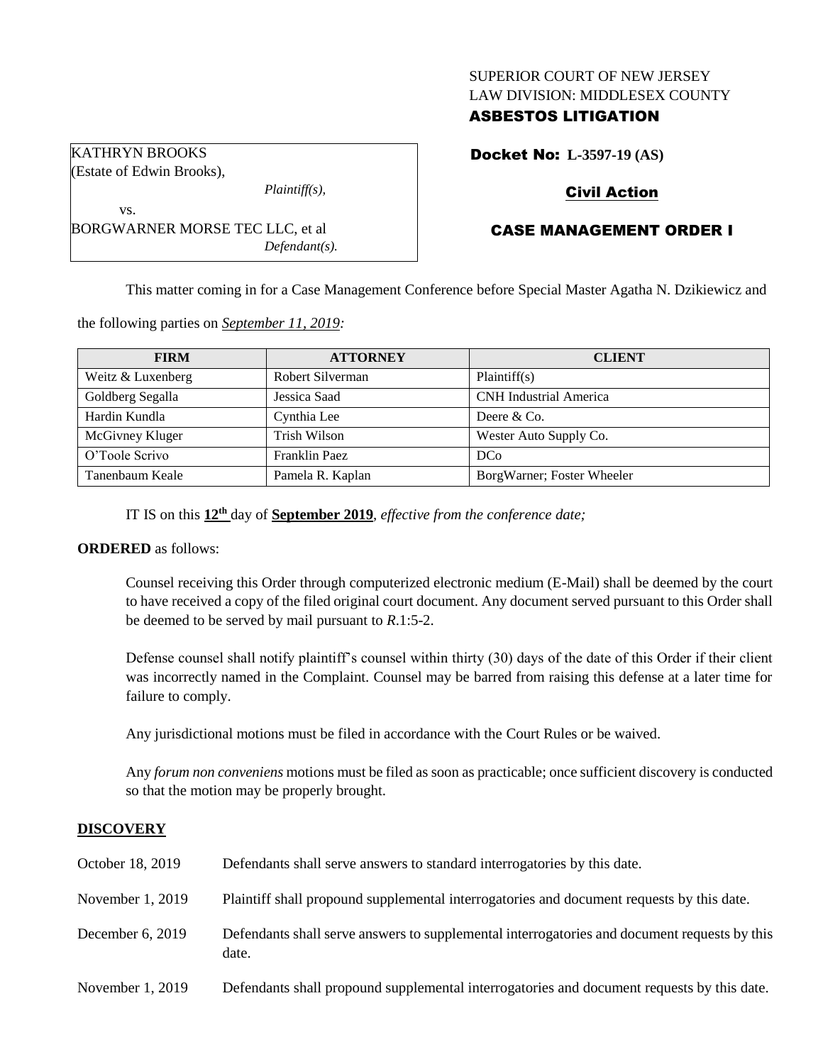SUPERIOR COURT OF NEW JERSEY
LAW DIVISION: MIDDLESEX COUNTY
**ASBESTOS LITIGATION**

KATHRYN BROOKS
(Estate of Edwin Brooks),
*Plaintiff(s),*
vs.
BORGWARNER MORSE TEC LLC, et al
*Defendant(s).*

**Docket No: L-3597-19 (AS)**

**Civil Action**

**CASE MANAGEMENT ORDER I**

This matter coming in for a Case Management Conference before Special Master Agatha N. Dzikiewicz and the following parties on *September 11, 2019:*

| FIRM | ATTORNEY | CLIENT |
| --- | --- | --- |
| Weitz & Luxenberg | Robert Silverman | Plaintiff(s) |
| Goldberg Segalla | Jessica Saad | CNH Industrial America |
| Hardin Kundla | Cynthia Lee | Deere & Co. |
| McGivney Kluger | Trish Wilson | Wester Auto Supply Co. |
| O'Toole Scrivo | Franklin Paez | DCo |
| Tanenbaum Keale | Pamela R. Kaplan | BorgWarner; Foster Wheeler |

IT IS on this **12th** day of **September 2019**, *effective from the conference date;*

**ORDERED** as follows:

Counsel receiving this Order through computerized electronic medium (E-Mail) shall be deemed by the court to have received a copy of the filed original court document. Any document served pursuant to this Order shall be deemed to be served by mail pursuant to *R*.1:5-2.

Defense counsel shall notify plaintiff's counsel within thirty (30) days of the date of this Order if their client was incorrectly named in the Complaint. Counsel may be barred from raising this defense at a later time for failure to comply.

Any jurisdictional motions must be filed in accordance with the Court Rules or be waived.

Any *forum non conveniens* motions must be filed as soon as practicable; once sufficient discovery is conducted so that the motion may be properly brought.

**DISCOVERY**

| | |
| --- | --- |
| October 18, 2019 | Defendants shall serve answers to standard interrogatories by this date. |
| November 1, 2019 | Plaintiff shall propound supplemental interrogatories and document requests by this date. |
| December 6, 2019 | Defendants shall serve answers to supplemental interrogatories and document requests by this date. |
| November 1, 2019 | Defendants shall propound supplemental interrogatories and document requests by this date. |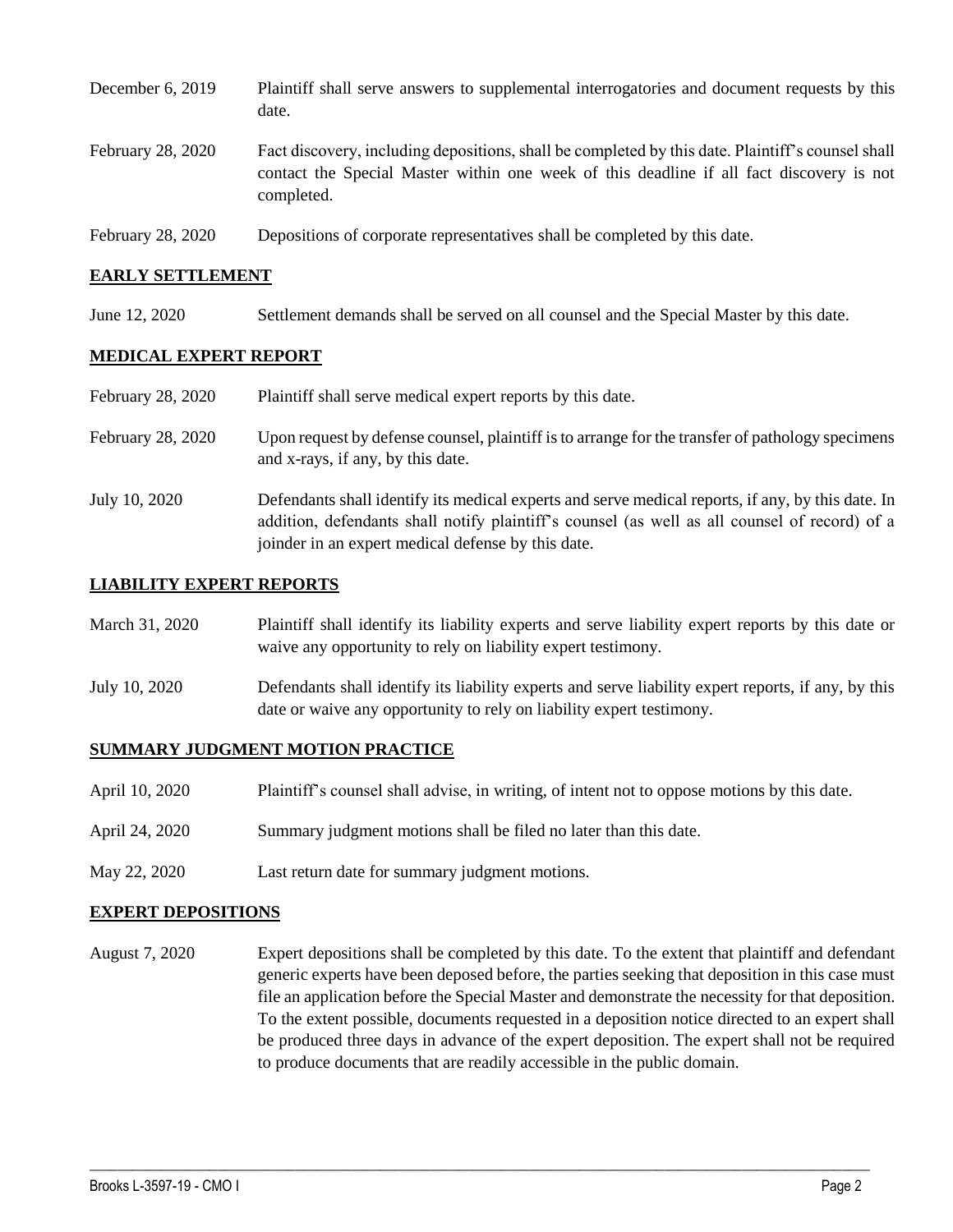| | |
|---|---|
| December 6, 2019 | Plaintiff shall serve answers to supplemental interrogatories and document requests by this date. |
| February 28, 2020 | Fact discovery, including depositions, shall be completed by this date. Plaintiff's counsel shall contact the Special Master within one week of this deadline if all fact discovery is not completed. |
| February 28, 2020 | Depositions of corporate representatives shall be completed by this date. |

## EARLY SETTLEMENT

| | |
|---|---|
| June 12, 2020 | Settlement demands shall be served on all counsel and the Special Master by this date. |

## MEDICAL EXPERT REPORT

| | |
|---|---|
| February 28, 2020 | Plaintiff shall serve medical expert reports by this date. |
| February 28, 2020 | Upon request by defense counsel, plaintiff is to arrange for the transfer of pathology specimens and x-rays, if any, by this date. |
| July 10, 2020 | Defendants shall identify its medical experts and serve medical reports, if any, by this date. In addition, defendants shall notify plaintiff's counsel (as well as all counsel of record) of a joinder in an expert medical defense by this date. |

## LIABILITY EXPERT REPORTS

| | |
|---|---|
| March 31, 2020 | Plaintiff shall identify its liability experts and serve liability expert reports by this date or waive any opportunity to rely on liability expert testimony. |
| July 10, 2020 | Defendants shall identify its liability experts and serve liability expert reports, if any, by this date or waive any opportunity to rely on liability expert testimony. |

## SUMMARY JUDGMENT MOTION PRACTICE

| | |
|---|---|
| April 10, 2020 | Plaintiff's counsel shall advise, in writing, of intent not to oppose motions by this date. |
| April 24, 2020 | Summary judgment motions shall be filed no later than this date. |
| May 22, 2020 | Last return date for summary judgment motions. |

## EXPERT DEPOSITIONS

| | |
|---|---|
| August 7, 2020 | Expert depositions shall be completed by this date. To the extent that plaintiff and defendant generic experts have been deposed before, the parties seeking that deposition in this case must file an application before the Special Master and demonstrate the necessity for that deposition. To the extent possible, documents requested in a deposition notice directed to an expert shall be produced three days in advance of the expert deposition. The expert shall not be required to produce documents that are readily accessible in the public domain. |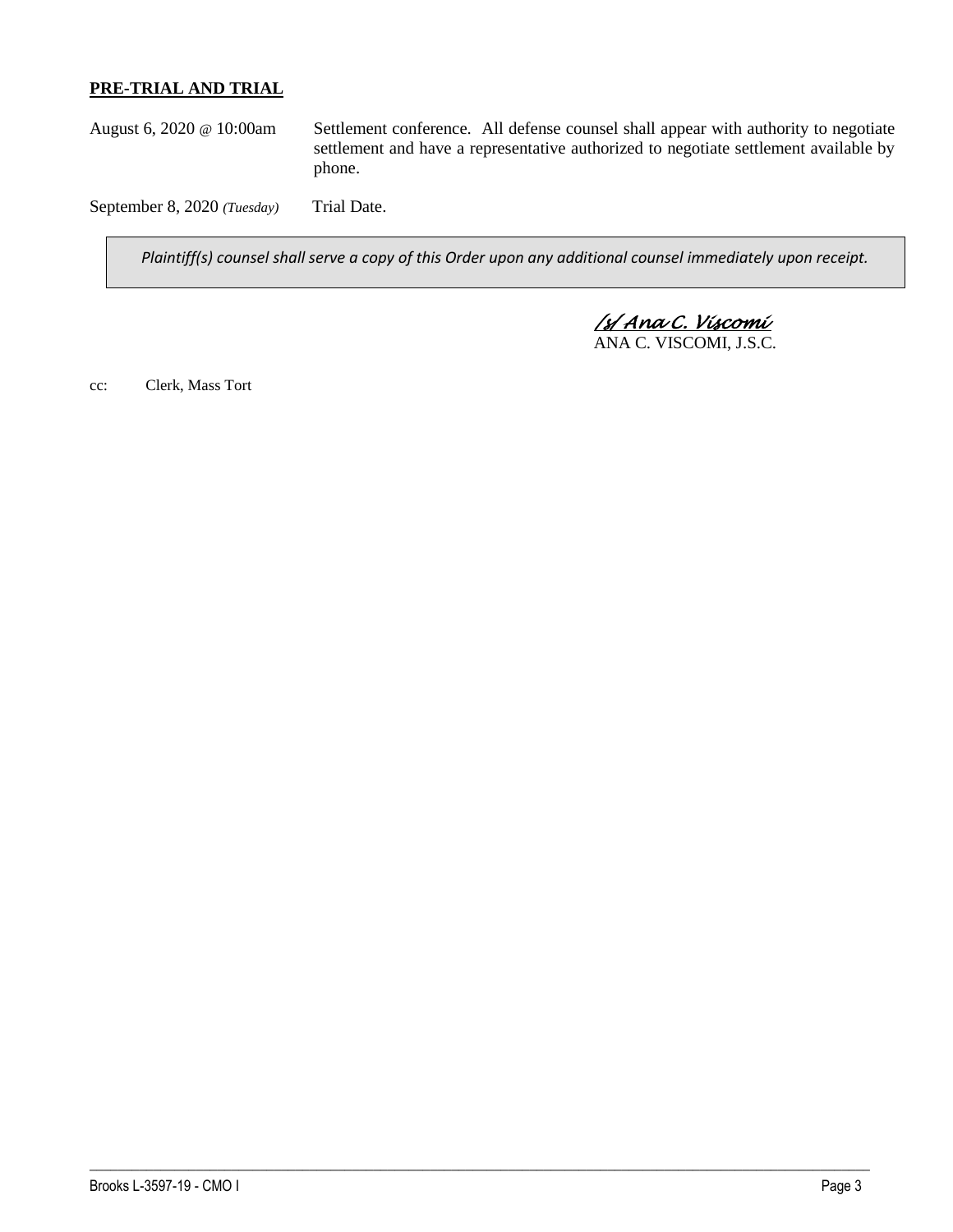**PRE-TRIAL AND TRIAL**

| | |
|---|---|
| August 6, 2020 @ 10:00am | Settlement conference. All defense counsel shall appear with authority to negotiate settlement and have a representative authorized to negotiate settlement available by phone. |
| September 8, 2020 *(Tuesday)* | Trial Date. |

*Plaintiff(s) counsel shall serve a copy of this Order upon any additional counsel immediately upon receipt.*

*/s/ Ana C. Viscomi*
ANA C. VISCOMI, J.S.C.

cc: Clerk, Mass Tort